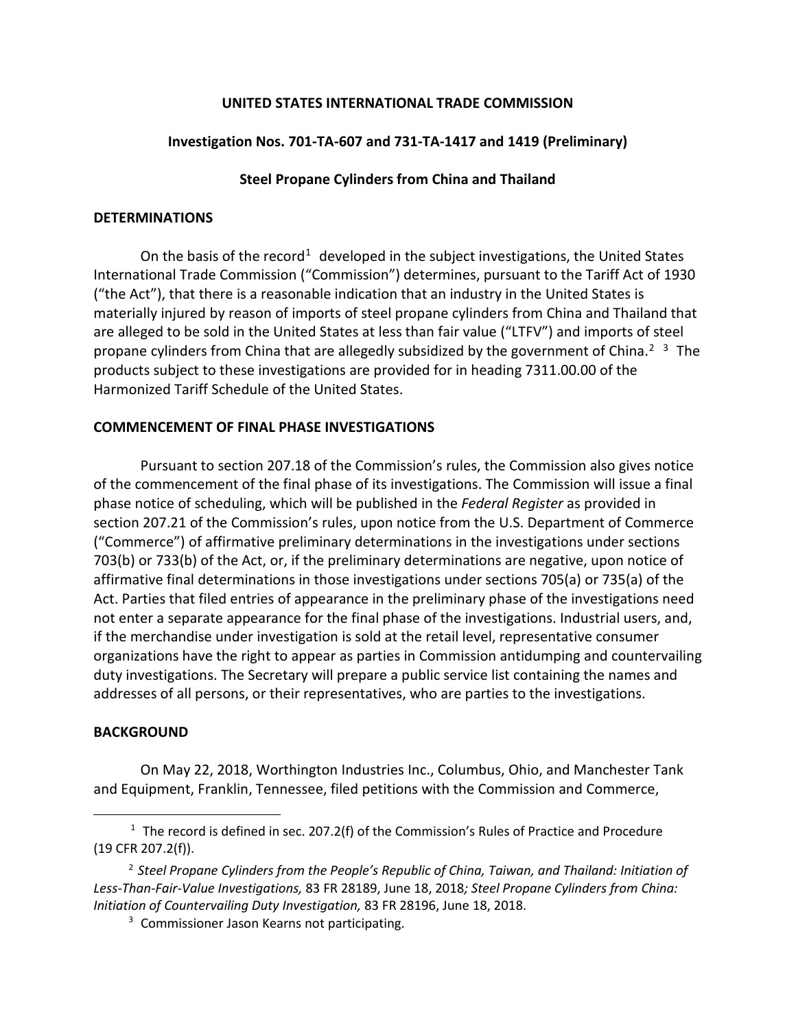**UNITED STATES INTERNATIONAL TRADE COMMISSION**

**Investigation Nos. 701-TA-607 and 731-TA-1417 and 1419 (Preliminary)**

**Steel Propane Cylinders from China and Thailand**

## DETERMINATIONS

On the basis of the record[1] developed in the subject investigations, the United States International Trade Commission ("Commission") determines, pursuant to the Tariff Act of 1930 ("the Act"), that there is a reasonable indication that an industry in the United States is materially injured by reason of imports of steel propane cylinders from China and Thailand that are alleged to be sold in the United States at less than fair value ("LTFV") and imports of steel propane cylinders from China that are allegedly subsidized by the government of China.[2] [3] The products subject to these investigations are provided for in heading 7311.00.00 of the Harmonized Tariff Schedule of the United States.

## COMMENCEMENT OF FINAL PHASE INVESTIGATIONS

Pursuant to section 207.18 of the Commission's rules, the Commission also gives notice of the commencement of the final phase of its investigations. The Commission will issue a final phase notice of scheduling, which will be published in the *Federal Register* as provided in section 207.21 of the Commission's rules, upon notice from the U.S. Department of Commerce ("Commerce") of affirmative preliminary determinations in the investigations under sections 703(b) or 733(b) of the Act, or, if the preliminary determinations are negative, upon notice of affirmative final determinations in those investigations under sections 705(a) or 735(a) of the Act. Parties that filed entries of appearance in the preliminary phase of the investigations need not enter a separate appearance for the final phase of the investigations. Industrial users, and, if the merchandise under investigation is sold at the retail level, representative consumer organizations have the right to appear as parties in Commission antidumping and countervailing duty investigations. The Secretary will prepare a public service list containing the names and addresses of all persons, or their representatives, who are parties to the investigations.

## BACKGROUND

On May 22, 2018, Worthington Industries Inc., Columbus, Ohio, and Manchester Tank and Equipment, Franklin, Tennessee, filed petitions with the Commission and Commerce,

---

[1] The record is defined in sec. 207.2(f) of the Commission's Rules of Practice and Procedure (19 CFR 207.2(f)).

[2] *Steel Propane Cylinders from the People's Republic of China, Taiwan, and Thailand: Initiation of Less-Than-Fair-Value Investigations,* 83 FR 28189, June 18, 2018*; Steel Propane Cylinders from China: Initiation of Countervailing Duty Investigation,* 83 FR 28196, June 18, 2018.

[3] Commissioner Jason Kearns not participating.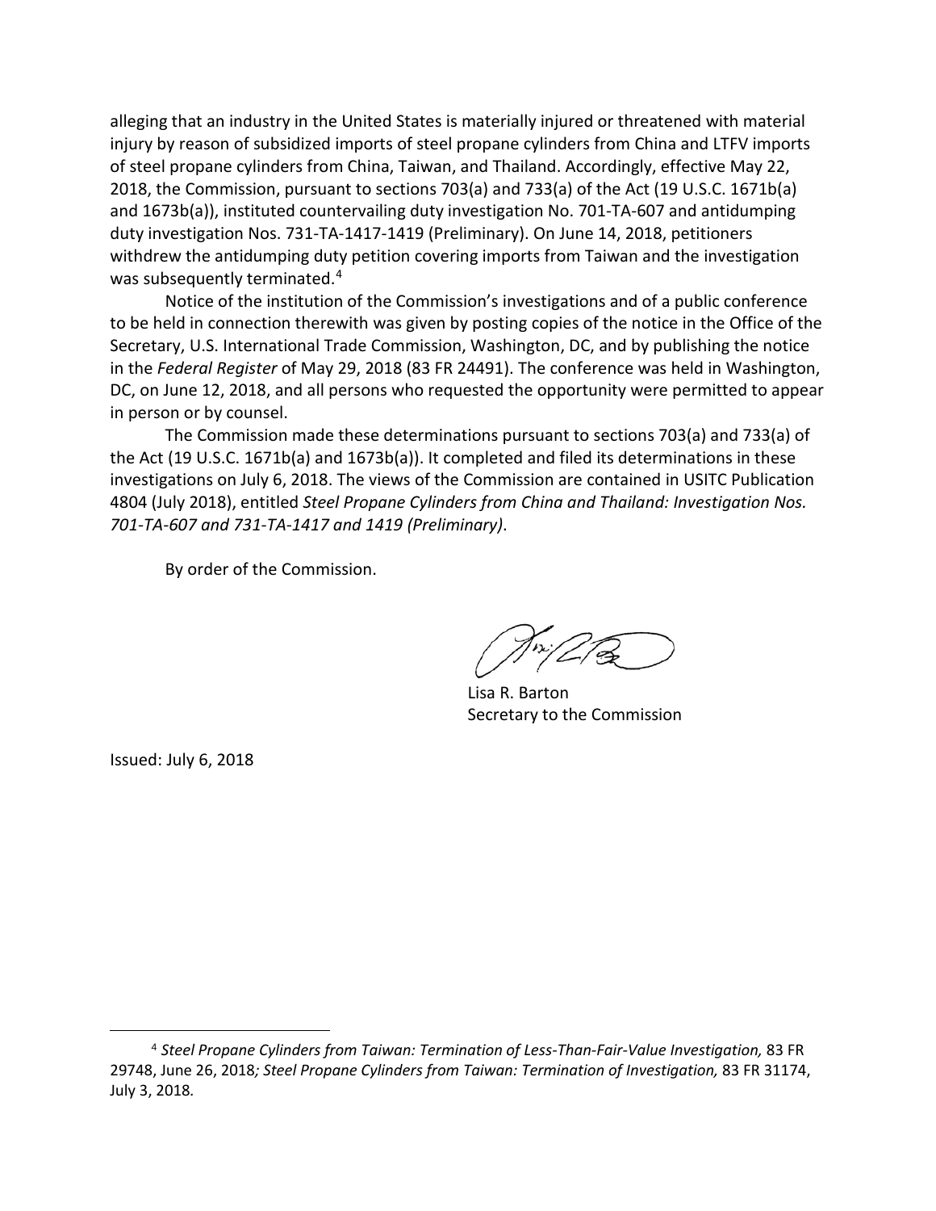alleging that an industry in the United States is materially injured or threatened with material injury by reason of subsidized imports of steel propane cylinders from China and LTFV imports of steel propane cylinders from China, Taiwan, and Thailand. Accordingly, effective May 22, 2018, the Commission, pursuant to sections 703(a) and 733(a) of the Act (19 U.S.C. 1671b(a) and 1673b(a)), instituted countervailing duty investigation No. 701-TA-607 and antidumping duty investigation Nos. 731-TA-1417-1419 (Preliminary). On June 14, 2018, petitioners withdrew the antidumping duty petition covering imports from Taiwan and the investigation was subsequently terminated.[4]

Notice of the institution of the Commission's investigations and of a public conference to be held in connection therewith was given by posting copies of the notice in the Office of the Secretary, U.S. International Trade Commission, Washington, DC, and by publishing the notice in the *Federal Register* of May 29, 2018 (83 FR 24491). The conference was held in Washington, DC, on June 12, 2018, and all persons who requested the opportunity were permitted to appear in person or by counsel.

The Commission made these determinations pursuant to sections 703(a) and 733(a) of the Act (19 U.S.C. 1671b(a) and 1673b(a)). It completed and filed its determinations in these investigations on July 6, 2018. The views of the Commission are contained in USITC Publication 4804 (July 2018), entitled *Steel Propane Cylinders from China and Thailand: Investigation Nos. 701-TA-607 and 731-TA-1417 and 1419 (Preliminary)*.

By order of the Commission.

Lisa R. Barton
Secretary to the Commission

Issued: July 6, 2018

---

[4] *Steel Propane Cylinders from Taiwan: Termination of Less-Than-Fair-Value Investigation,* 83 FR 29748, June 26, 2018*; Steel Propane Cylinders from Taiwan: Termination of Investigation,* 83 FR 31174, July 3, 2018.